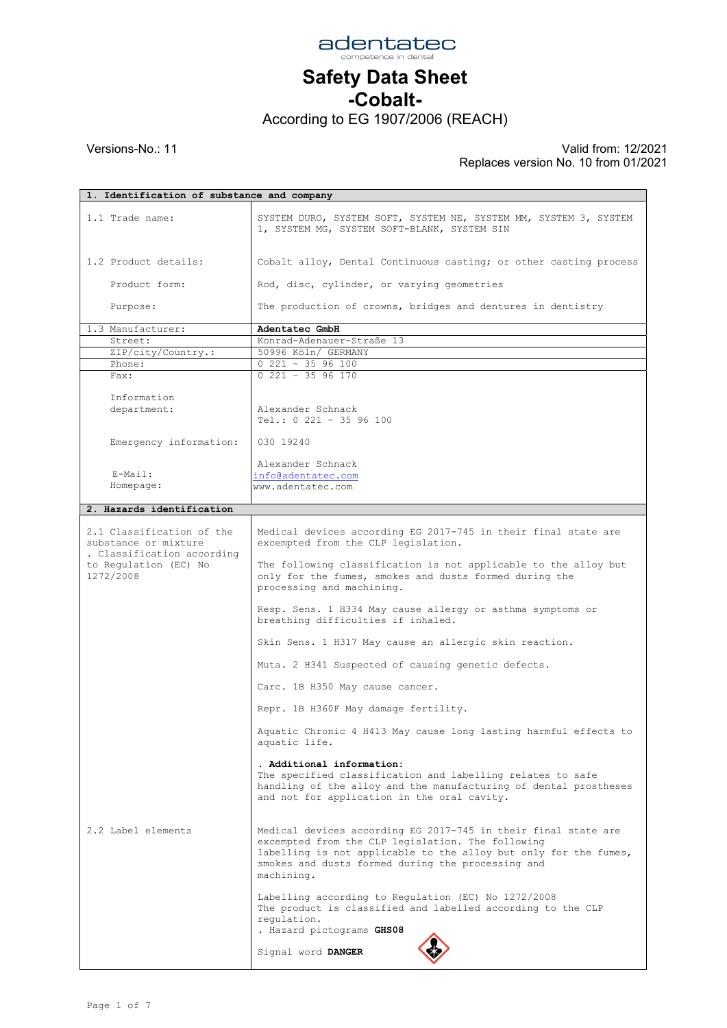adentatec
competence in dental

# Safety Data Sheet
# -Cobalt-

According to EG 1907/2006 (REACH)

Versions-No.: 11

Valid from: 12/2021
Replaces version No. 10 from 01/2021

| 1. Identification of substance and company | |
|---|---|
| 1.1 Trade name: | SYSTEM DURO, SYSTEM SOFT, SYSTEM NE, SYSTEM MM, SYSTEM 3, SYSTEM 1, SYSTEM MG, SYSTEM SOFT-BLANK, SYSTEM SIN |
| 1.2 Product details: | Cobalt alloy, Dental Continuous casting; or other casting process |
| Product form: | Rod, disc, cylinder, or varying geometries |
| Purpose: | The production of crowns, bridges and dentures in dentistry |
| 1.3 Manufacturer: | **Adentatec GmbH** |
| Street: | Konrad-Adenauer-Straße 13 |
| ZIP/city/Country.: | 50996 Köln/ GERMANY |
| Phone: | 0 221 - 35 96 100 |
| Fax: | 0 221 - 35 96 170 |
| Information department: | Alexander Schnack<br>Tel.: 0 221 - 35 96 100 |
| Emergency information: | 030 19240 |
| E-Mail:<br>Homepage: | Alexander Schnack<br>info@adentatec.com<br>www.adentatec.com |

## 2. Hazards identification

**2.1 Classification of the substance or mixture . Classification according to Regulation (EC) No 1272/2008**

Medical devices according EG 2017-745 in their final state are excempted from the CLP legislation.

The following classification is not applicable to the alloy but only for the fumes, smokes and dusts formed during the processing and machining.

Resp. Sens. 1 H334 May cause allergy or asthma symptoms or breathing difficulties if inhaled.

Skin Sens. 1 H317 May cause an allergic skin reaction.

Muta. 2 H341 Suspected of causing genetic defects.

Carc. 1B H350 May cause cancer.

Repr. 1B H360F May damage fertility.

Aquatic Chronic 4 H413 May cause long lasting harmful effects to aquatic life.

**. Additional information:**
The specified classification and labelling relates to safe handling of the alloy and the manufacturing of dental prostheses and not for application in the oral cavity.

**2.2 Label elements**

Medical devices according EG 2017-745 in their final state are excempted from the CLP legislation. The following labelling is not applicable to the alloy but only for the fumes, smokes and dusts formed during the processing and machining.

Labelling according to Regulation (EC) No 1272/2008
The product is classified and labelled according to the CLP regulation.
. Hazard pictograms **GHS08**

Signal word **DANGER**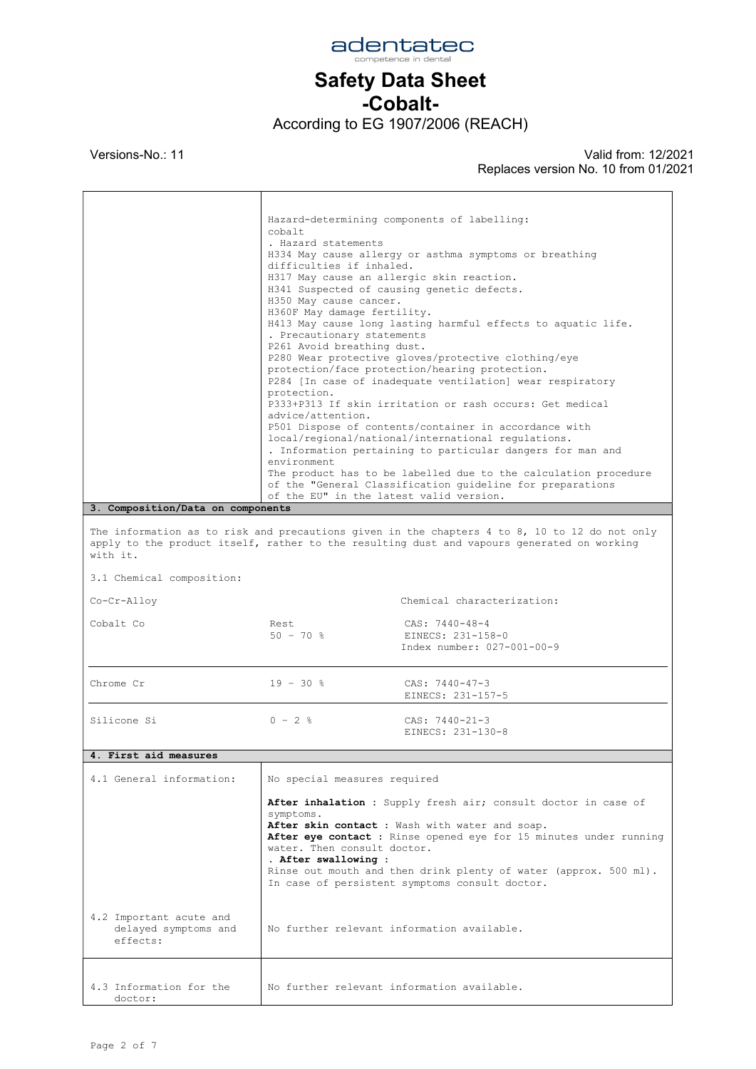Hazard-determining components of labelling:
cobalt

. Hazard statements

H334 May cause allergy or asthma symptoms or breathing difficulties if inhaled.
H317 May cause an allergic skin reaction.
H341 Suspected of causing genetic defects.
H350 May cause cancer.
H360F May damage fertility.
H413 May cause long lasting harmful effects to aquatic life.

. Precautionary statements

P261 Avoid breathing dust.
P280 Wear protective gloves/protective clothing/eye protection/face protection/hearing protection.
P284 [In case of inadequate ventilation] wear respiratory protection.
P333+P313 If skin irritation or rash occurs: Get medical advice/attention.
P501 Dispose of contents/container in accordance with local/regional/national/international regulations.

. Information pertaining to particular dangers for man and environment

The product has to be labelled due to the calculation procedure of the "General Classification guideline for preparations of the EU" in the latest valid version.

## 3. Composition/Data on components

The information as to risk and precautions given in the chapters 4 to 8, 10 to 12 do not only apply to the product itself, rather to the resulting dust and vapours generated on working with it.

3.1 Chemical composition:

| Co-Cr-Alloy | | Chemical characterization: |
|---|---|---|
| Cobalt Co | Rest<br>50 – 70 % | CAS: 7440-48-4<br>EINECS: 231-158-0<br>Index number: 027-001-00-9 |
| Chrome Cr | 19 – 30 % | CAS: 7440-47-3<br>EINECS: 231-157-5 |
| Silicone Si | 0 – 2 % | CAS: 7440-21-3<br>EINECS: 231-130-8 |

## 4. First aid measures

| | |
|---|---|
| 4.1 General information: | No special measures required<br><br>**After inhalation** : Supply fresh air; consult doctor in case of symptoms.<br>**After skin contact** : Wash with water and soap.<br>**After eye contact** : Rinse opened eye for 15 minutes under running water. Then consult doctor.<br>. **After swallowing** :<br>Rinse out mouth and then drink plenty of water (approx. 500 ml). In case of persistent symptoms consult doctor. |
| 4.2 Important acute and delayed symptoms and effects: | No further relevant information available. |
| 4.3 Information for the doctor: | No further relevant information available. |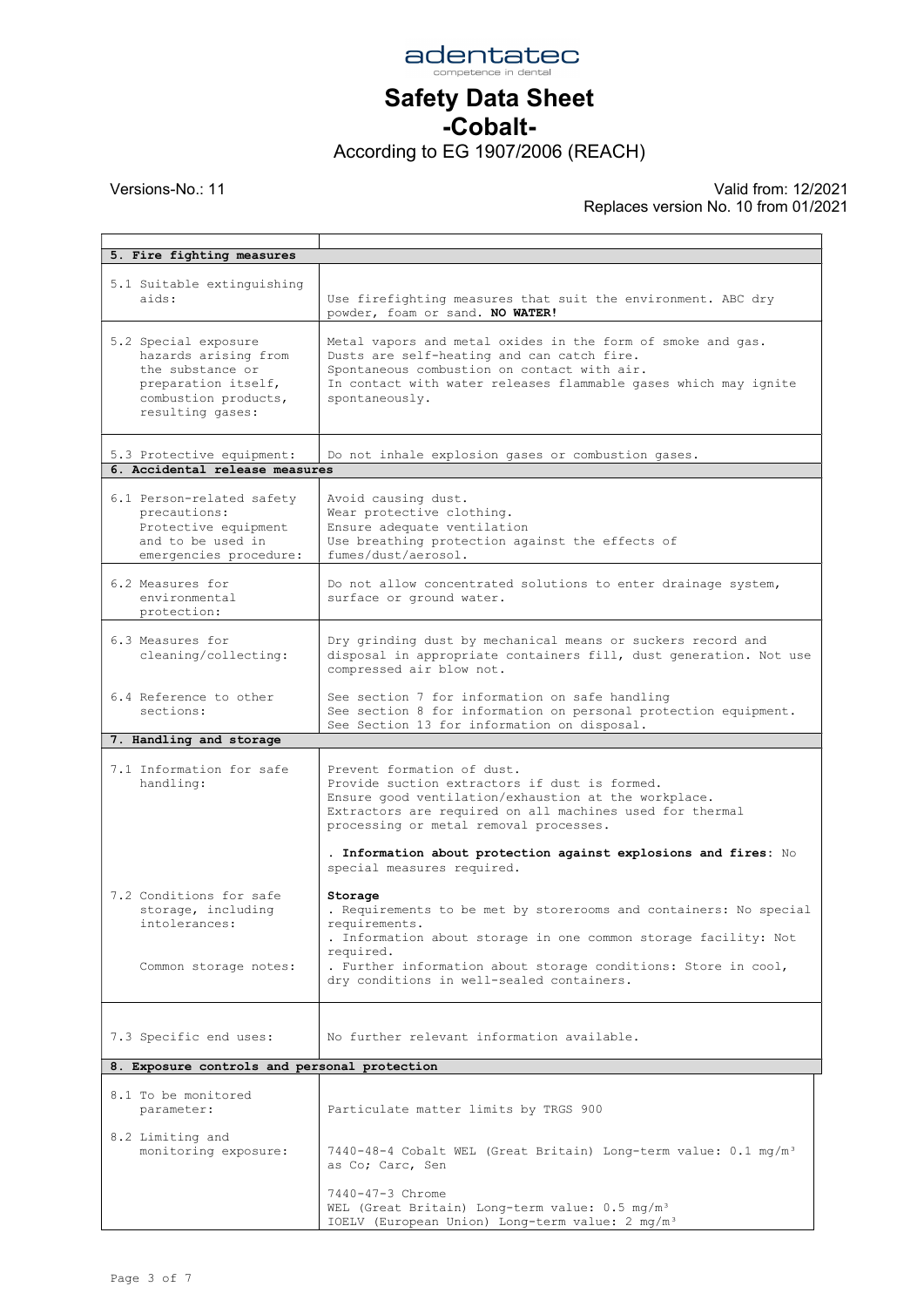adentatec
competence in dental

# Safety Data Sheet
# -Cobalt-

According to EG 1907/2006 (REACH)

Versions-No.: 11

Valid from: 12/2021
Replaces version No. 10 from 01/2021

| | |
|---|---|
| **5. Fire fighting measures** | |
| 5.1 Suitable extinguishing aids: | Use firefighting measures that suit the environment. ABC dry powder, foam or sand. **NO WATER!** |
| 5.2 Special exposure hazards arising from the substance or preparation itself, combustion products, resulting gases: | Metal vapors and metal oxides in the form of smoke and gas. Dusts are self-heating and can catch fire. Spontaneous combustion on contact with air. In contact with water releases flammable gases which may ignite spontaneously. |
| 5.3 Protective equipment: | Do not inhale explosion gases or combustion gases. |
| **6. Accidental release measures** | |
| 6.1 Person-related safety precautions: Protective equipment and to be used in emergencies procedure: | Avoid causing dust. Wear protective clothing. Ensure adequate ventilation Use breathing protection against the effects of fumes/dust/aerosol. |
| 6.2 Measures for environmental protection: | Do not allow concentrated solutions to enter drainage system, surface or ground water. |
| 6.3 Measures for cleaning/collecting: | Dry grinding dust by mechanical means or suckers record and disposal in appropriate containers fill, dust generation. Not use compressed air blow not. |
| 6.4 Reference to other sections: | See section 7 for information on safe handling<br>See section 8 for information on personal protection equipment.<br>See Section 13 for information on disposal. |
| **7. Handling and storage** | |
| 7.1 Information for safe handling: | Prevent formation of dust. Provide suction extractors if dust is formed. Ensure good ventilation/exhaustion at the workplace. Extractors are required on all machines used for thermal processing or metal removal processes.<br><br>. **Information about protection against explosions and fires:** No special measures required. |
| 7.2 Conditions for safe storage, including intolerances:<br><br>Common storage notes: | **Storage**<br>. Requirements to be met by storerooms and containers: No special requirements.<br>. Information about storage in one common storage facility: Not required.<br>. Further information about storage conditions: Store in cool, dry conditions in well-sealed containers. |
| 7.3 Specific end uses: | No further relevant information available. |
| **8. Exposure controls and personal protection** | |
| 8.1 To be monitored parameter: | Particulate matter limits by TRGS 900 |
| 8.2 Limiting and monitoring exposure: | 7440-48-4 Cobalt WEL (Great Britain) Long-term value: 0.1 mg/m³ as Co; Carc, Sen<br><br>7440-47-3 Chrome<br>WEL (Great Britain) Long-term value: 0.5 mg/m³<br>IOELV (European Union) Long-term value: 2 mg/m³ |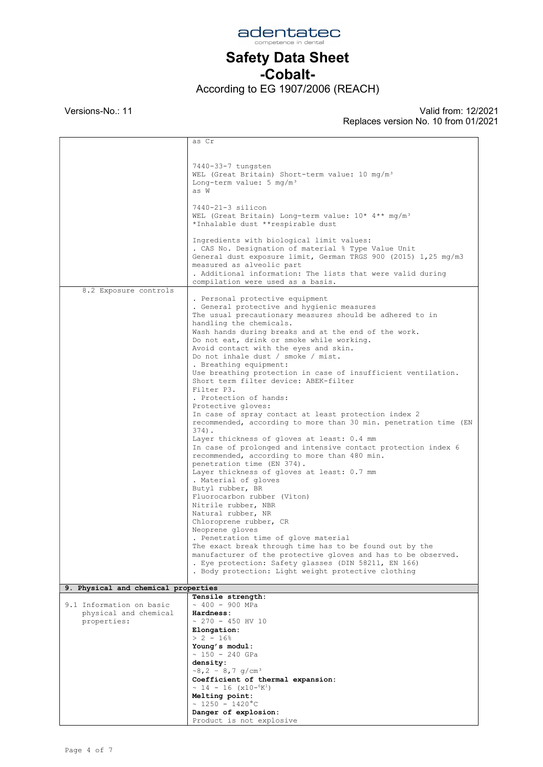|  |  |
|---|---|
|  | as Cr<br><br>7440-33-7 tungsten<br>WEL (Great Britain) Short-term value: 10 mg/m³<br>Long-term value: 5 mg/m³<br>as W<br><br>7440-21-3 silicon<br>WEL (Great Britain) Long-term value: 10* 4** mg/m³<br>*Inhalable dust **respirable dust<br><br>Ingredients with biological limit values:<br>. CAS No. Designation of material % Type Value Unit<br>General dust exposure limit, German TRGS 900 (2015) 1,25 mg/m3 measured as alveolic part<br>. Additional information: The lists that were valid during compilation were used as a basis. |
| 8.2 Exposure controls | . Personal protective equipment<br>. General protective and hygienic measures<br>The usual precautionary measures should be adhered to in handling the chemicals.<br>Wash hands during breaks and at the end of the work.<br>Do not eat, drink or smoke while working.<br>Avoid contact with the eyes and skin.<br>Do not inhale dust / smoke / mist.<br>. Breathing equipment:<br>Use breathing protection in case of insufficient ventilation.<br>Short term filter device: ABEK-filter<br>Filter P3.<br>. Protection of hands:<br>Protective gloves:<br>In case of spray contact at least protection index 2 recommended, according to more than 30 min. penetration time (EN 374).<br>Layer thickness of gloves at least: 0.4 mm<br>In case of prolonged and intensive contact protection index 6 recommended, according to more than 480 min. penetration time (EN 374).<br>Layer thickness of gloves at least: 0.7 mm<br>. Material of gloves<br>Butyl rubber, BR<br>Fluorocarbon rubber (Viton)<br>Nitrile rubber, NBR<br>Natural rubber, NR<br>Chloroprene rubber, CR<br>Neoprene gloves<br>. Penetration time of glove material<br>The exact break through time has to be found out by the manufacturer of the protective gloves and has to be observed.<br>. Eye protection: Safety glasses (DIN 58211, EN 166)<br>. Body protection: Light weight protective clothing |

## 9. Physical and chemical properties

|  |  |
|---|---|
| 9.1 Information on basic physical and chemical properties: | **Tensile strength:**<br>~ 400 - 900 MPa<br>**Hardness:**<br>~ 270 - 450 HV 10<br>**Elongation:**<br>> 2 - 16%<br>**Young's modul:**<br>~ 150 - 240 GPa<br>**density:**<br>~8,2 – 8,7 g/cm³<br>**Coefficient of thermal expansion:**<br>~ 14 - 16 ($x10^{-6}K^{1}$)<br>**Melting point:**<br>~ 1250 - 1420°C<br>**Danger of explosion:**<br>Product is not explosive |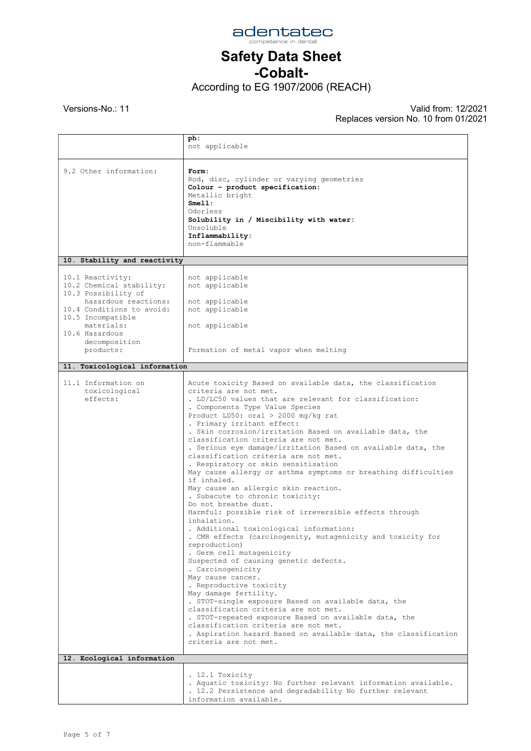# adentatec

competence in dental

# Safety Data Sheet
# -Cobalt-

According to EG 1907/2006 (REACH)

Versions-No.: 11

Valid from: 12/2021
Replaces version No. 10 from 01/2021

| | |
|---|---|
| | **ph:**<br>not applicable |
| 9.2 Other information: | **Form:**<br>Rod, disc, cylinder or varying geometries<br>**Colour – product specification:**<br>Metallic bright<br>**Smell:**<br>Odorless<br>**Solubility in / Miscibility with water:**<br>Unsoluble<br>**Inflammability:**<br>non-flammable |
| **10. Stability and reactivity** | |
| 10.1 Reactivity: | not applicable |
| 10.2 Chemical stability: | not applicable |
| 10.3 Possibility of hazardous reactions: | not applicable |
| 10.4 Conditions to avoid: | not applicable |
| 10.5 Incompatible materials: | not applicable |
| 10.6 Hazardous decomposition products: | Formation of metal vapor when melting |
| **11. Toxicological information** | |
| 11.1 Information on toxicological effects: | Acute toxicity Based on available data, the classification criteria are not met.<br>. LD/LC50 values that are relevant for classification:<br>. Components Type Value Species<br>Product LD50: oral > 2000 mg/kg rat<br>. Primary irritant effect:<br>. Skin corrosion/irritation Based on available data, the classification criteria are not met.<br>. Serious eye damage/irritation Based on available data, the classification criteria are not met.<br>. Respiratory or skin sensitisation<br>May cause allergy or asthma symptoms or breathing difficulties if inhaled.<br>May cause an allergic skin reaction.<br>. Subacute to chronic toxicity:<br>Do not breathe dust.<br>Harmful: possible risk of irreversible effects through inhalation.<br>. Additional toxicological information:<br>. CMR effects (carcinogenity, mutagenicity and toxicity for reproduction)<br>. Germ cell mutagenicity<br>Suspected of causing genetic defects.<br>. Carcinogenicity<br>May cause cancer.<br>. Reproductive toxicity<br>May damage fertility.<br>. STOT-single exposure Based on available data, the classification criteria are not met.<br>. STOT-repeated exposure Based on available data, the classification criteria are not met.<br>. Aspiration hazard Based on available data, the classification criteria are not met. |
| **12. Ecological information** | |
| | . 12.1 Toxicity<br>. Aquatic toxicity: No further relevant information available.<br>. 12.2 Persistence and degradability No further relevant information available. |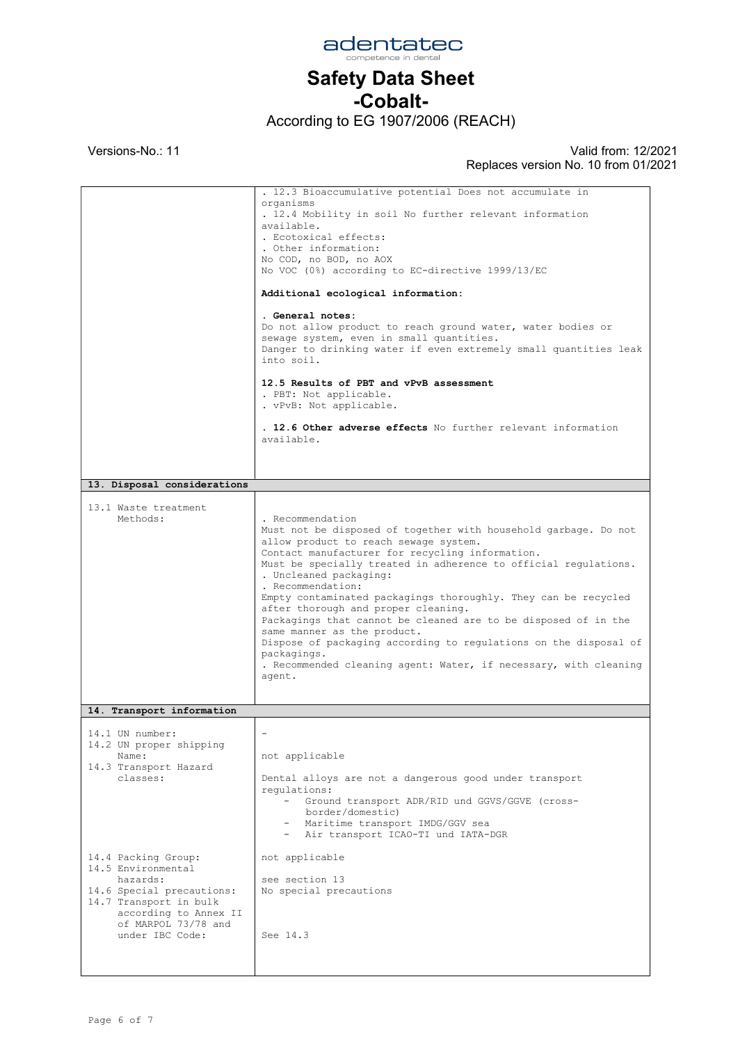| | |
|---|---|
| | . 12.3 Bioaccumulative potential Does not accumulate in organisms<br>. 12.4 Mobility in soil No further relevant information available.<br>. Ecotoxical effects:<br>. Other information:<br>No COD, no BOD, no AOX<br>No VOC (0%) according to EC-directive 1999/13/EC<br><br>**Additional ecological information:**<br><br>. **General notes:**<br>Do not allow product to reach ground water, water bodies or sewage system, even in small quantities.<br>Danger to drinking water if even extremely small quantities leak into soil.<br><br>**12.5 Results of PBT and vPvB assessment**<br>. PBT: Not applicable.<br>. vPvB: Not applicable.<br><br>. **12.6 Other adverse effects** No further relevant information available. |
| **13. Disposal considerations** | |
| 13.1 Waste treatment Methods: | . Recommendation<br>Must not be disposed of together with household garbage. Do not allow product to reach sewage system.<br>Contact manufacturer for recycling information.<br>Must be specially treated in adherence to official regulations.<br>. Uncleaned packaging:<br>. Recommendation:<br>Empty contaminated packagings thoroughly. They can be recycled after thorough and proper cleaning.<br>Packagings that cannot be cleaned are to be disposed of in the same manner as the product.<br>Dispose of packaging according to regulations on the disposal of packagings.<br>. Recommended cleaning agent: Water, if necessary, with cleaning agent. |
| **14. Transport information** | |
| 14.1 UN number: | - |
| 14.2 UN proper shipping Name: | not applicable |
| 14.3 Transport Hazard classes: | Dental alloys are not a dangerous good under transport regulations:<br>- Ground transport ADR/RID und GGVS/GGVE (cross-border/domestic)<br>- Maritime transport IMDG/GGV sea<br>- Air transport ICAO-TI und IATA-DGR |
| 14.4 Packing Group: | not applicable |
| 14.5 Environmental hazards: | see section 13 |
| 14.6 Special precautions: | No special precautions |
| 14.7 Transport in bulk according to Annex II of MARPOL 73/78 and under IBC Code: | See 14.3 |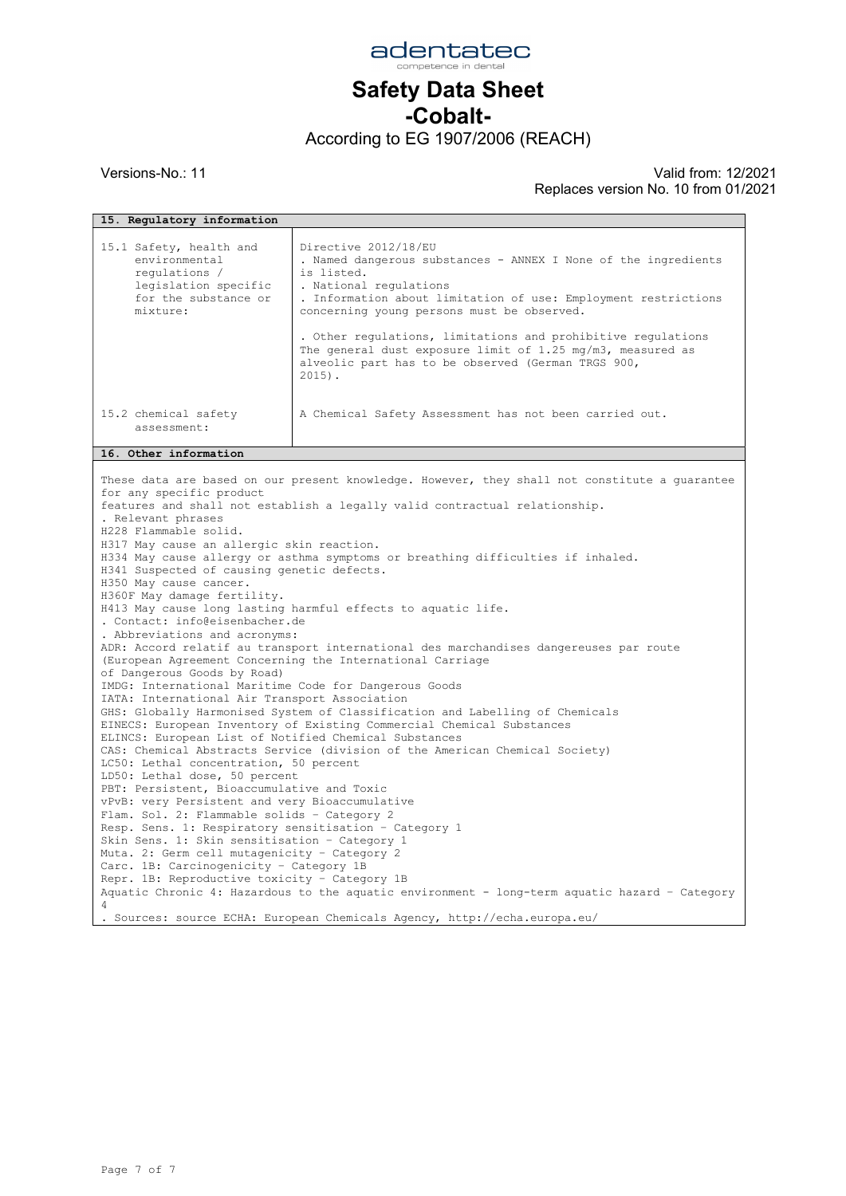# Safety Data Sheet
## -Cobalt-

According to EG 1907/2006 (REACH)

Versions-No.: 11

Valid from: 12/2021
Replaces version No. 10 from 01/2021

### 15. Regulatory information

| | |
|---|---|
| 15.1 Safety, health and environmental regulations / legislation specific for the substance or mixture: | Directive 2012/18/EU<br>. Named dangerous substances - ANNEX I None of the ingredients is listed.<br>. National regulations<br>. Information about limitation of use: Employment restrictions concerning young persons must be observed.<br><br>. Other regulations, limitations and prohibitive regulations The general dust exposure limit of 1.25 mg/m3, measured as alveolic part has to be observed (German TRGS 900, 2015). |
| 15.2 chemical safety assessment: | A Chemical Safety Assessment has not been carried out. |

### 16. Other information

These data are based on our present knowledge. However, they shall not constitute a guarantee for any specific product features and shall not establish a legally valid contractual relationship.

. Relevant phrases

H228 Flammable solid.
H317 May cause an allergic skin reaction.
H334 May cause allergy or asthma symptoms or breathing difficulties if inhaled.
H341 Suspected of causing genetic defects.
H350 May cause cancer.
H360F May damage fertility.
H413 May cause long lasting harmful effects to aquatic life.

. Contact: info@eisenbacher.de

. Abbreviations and acronyms:

ADR: Accord relatif au transport international des marchandises dangereuses par route (European Agreement Concerning the International Carriage of Dangerous Goods by Road)
IMDG: International Maritime Code for Dangerous Goods
IATA: International Air Transport Association
GHS: Globally Harmonised System of Classification and Labelling of Chemicals
EINECS: European Inventory of Existing Commercial Chemical Substances
ELINCS: European List of Notified Chemical Substances
CAS: Chemical Abstracts Service (division of the American Chemical Society)
LC50: Lethal concentration, 50 percent
LD50: Lethal dose, 50 percent
PBT: Persistent, Bioaccumulative and Toxic
vPvB: very Persistent and very Bioaccumulative
Flam. Sol. 2: Flammable solids – Category 2
Resp. Sens. 1: Respiratory sensitisation – Category 1
Skin Sens. 1: Skin sensitisation – Category 1
Muta. 2: Germ cell mutagenicity – Category 2
Carc. 1B: Carcinogenicity – Category 1B
Repr. 1B: Reproductive toxicity – Category 1B
Aquatic Chronic 4: Hazardous to the aquatic environment - long-term aquatic hazard – Category 4

. Sources: source ECHA: European Chemicals Agency, http://echa.europa.eu/